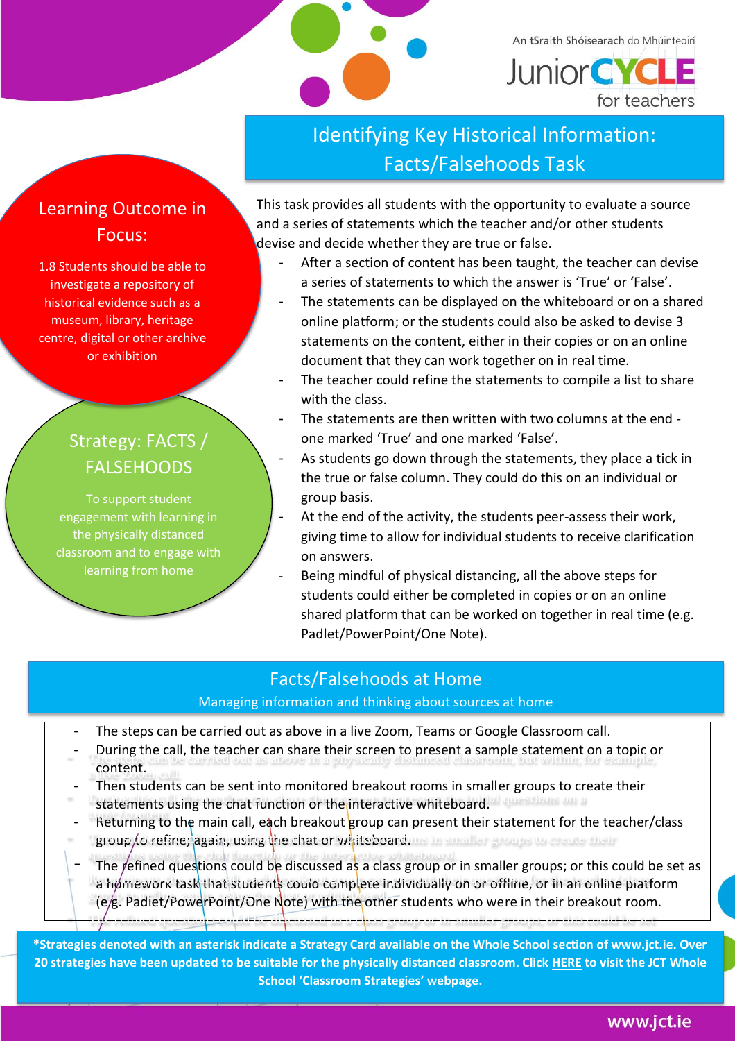An tSraith Shóisearach do Mhúinteoirí

JuniorCYCLE for teachers

# Identifying Key Historical Information: Facts/Falsehoods Task

## Learning Outcome in Focus:

1.8 Students should be able to investigate a repository of historical evidence such as a museum, library, heritage centre, digital or other archive or exhibition

## Strategy: FACTS / FALSEHOODS

To support student engagement with learning in the physically distanced classroom and to engage with learning from home

This task provides all students with the opportunity to evaluate a source and a series of statements which the teacher and/or other students devise and decide whether they are true or false.

- After a section of content has been taught, the teacher can devise a series of statements to which the answer is 'True' or 'False'.
- The statements can be displayed on the whiteboard or on a shared online platform; or the students could also be asked to devise 3 statements on the content, either in their copies or on an online document that they can work together on in real time.
- The teacher could refine the statements to compile a list to share with the class.
- The statements are then written with two columns at the end - one marked 'True' and one marked 'False'.
- As students go down through the statements, they place a tick in the true or false column. They could do this on an individual or group basis.
- At the end of the activity, the students peer-assess their work, giving time to allow for individual students to receive clarification on answers.
- Being mindful of physical distancing, all the above steps for students could either be completed in copies or on an online shared platform that can be worked on together in real time (e.g. Padlet/PowerPoint/One Note).

## Facts/Falsehoods at Home

Managing information and thinking about sources at home

- The steps can be carried out as above in a live Zoom, Teams or Google Classroom call.
- During the call, the teacher can share their screen to present a sample statement on a topic or content.
- Then students can be sent into monitored breakout rooms in smaller groups to create their statements using the chat function or the interactive whiteboard.
- Returning to the main call, each breakout group can present their statement for the teacher/class group to refine; again, using the chat or whiteboard.
- The refined questions could be discussed as a class group or in smaller groups; or this could be set as a homework task that students could complete individually on or offline, or in an online platform (e.g. Padlet/PowerPoint/One Note) with the other students who were in their breakout room.

**\*Strategies denoted with an asterisk indicate a Strategy Card available on the Whole School section of www.jct.ie. Over 20 strategies have been updated to be suitable for the physically distanced classroom. Click HERE to visit the JCT Whole School 'Classroom Strategies' webpage.**

www.jct.ie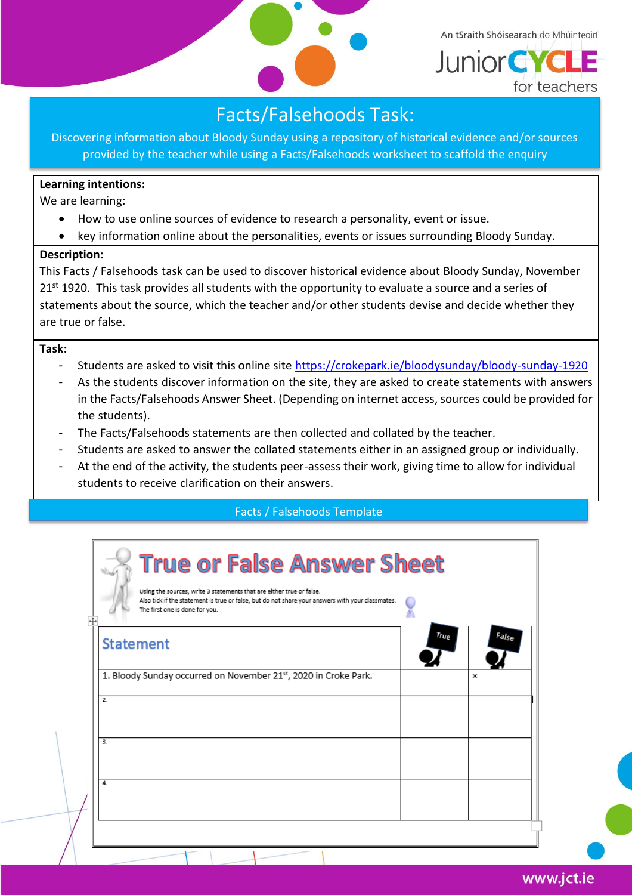# Facts/Falsehoods Task:

Discovering information about Bloody Sunday using a repository of historical evidence and/or sources provided by the teacher while using a Facts/Falsehoods worksheet to scaffold the enquiry

**Learning intentions:**

We are learning:

- How to use online sources of evidence to research a personality, event or issue.
- key information online about the personalities, events or issues surrounding Bloody Sunday.

**Description:**

This Facts / Falsehoods task can be used to discover historical evidence about Bloody Sunday, November 21st 1920. This task provides all students with the opportunity to evaluate a source and a series of statements about the source, which the teacher and/or other students devise and decide whether they are true or false.

**Task:**

- Students are asked to visit this online site https://crokepark.ie/bloodysunday/bloody-sunday-1920
- As the students discover information on the site, they are asked to create statements with answers in the Facts/Falsehoods Answer Sheet. (Depending on internet access, sources could be provided for the students).
- The Facts/Falsehoods statements are then collected and collated by the teacher.
- Students are asked to answer the collated statements either in an assigned group or individually.
- At the end of the activity, the students peer-assess their work, giving time to allow for individual students to receive clarification on their answers.

## Facts / Falsehoods Template

### True or False Answer Sheet

Using the sources, write 3 statements that are either true or false.
Also tick if the statement is true or false, but do not share your answers with your classmates.
The first one is done for you.

| Statement | True | False |
|---|---|---|
| 1. Bloody Sunday occurred on November 21st, 2020 in Croke Park. | | × |
| 2. | | |
| 3. | | |
| 4. | | |